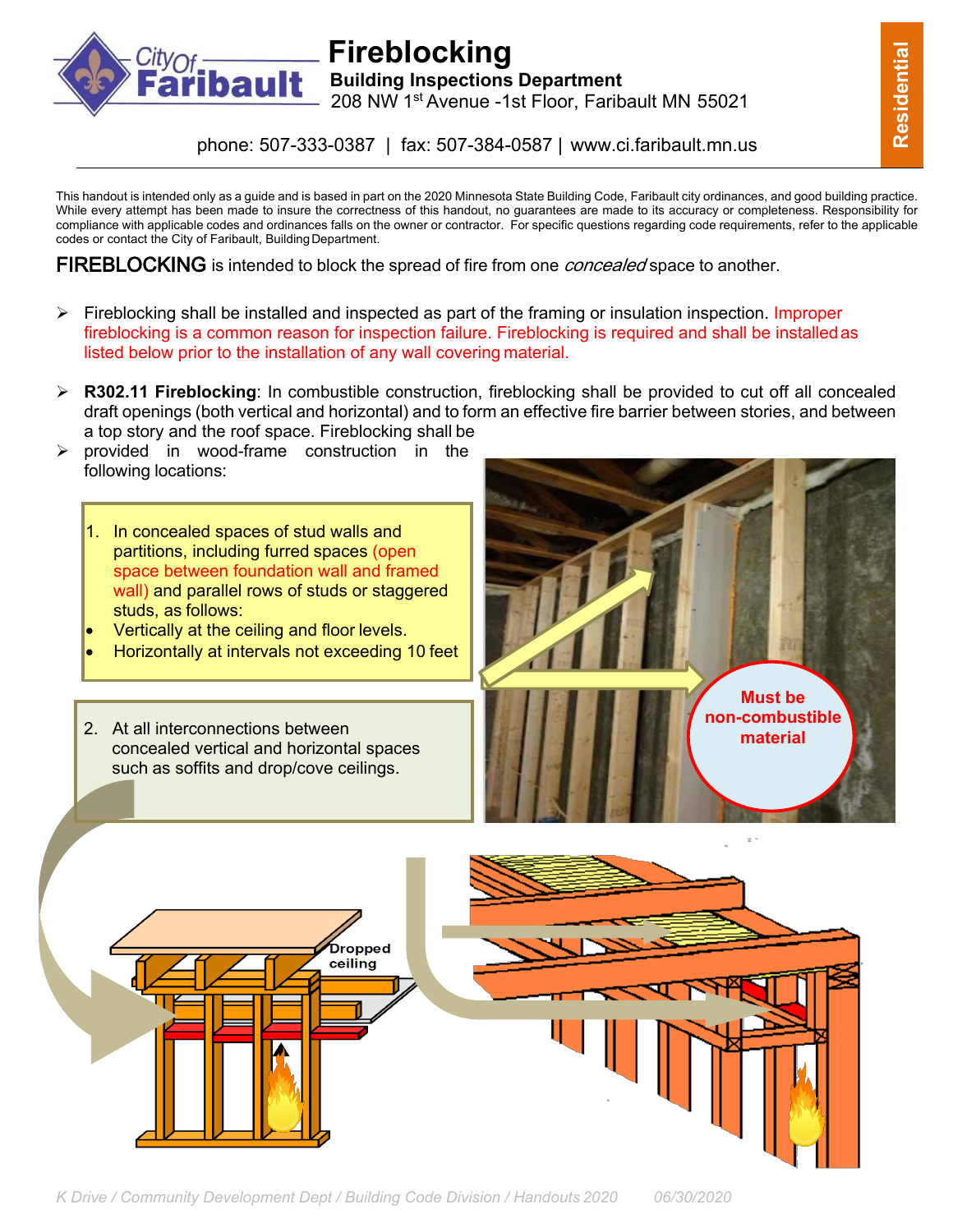# Fireblocking

**Building Inspections Department**
208 NW 1st Avenue -1st Floor, Faribault MN 55021

phone: 507-333-0387 | fax: 507-384-0587 | www.ci.faribault.mn.us

**Residential**

This handout is intended only as a guide and is based in part on the 2020 Minnesota State Building Code, Faribault city ordinances, and good building practice. While every attempt has been made to insure the correctness of this handout, no guarantees are made to its accuracy or completeness. Responsibility for compliance with applicable codes and ordinances falls on the owner or contractor. For specific questions regarding code requirements, refer to the applicable codes or contact the City of Faribault, Building Department.

FIREBLOCKING is intended to block the spread of fire from one *concealed* space to another.

- Fireblocking shall be installed and inspected as part of the framing or insulation inspection. Improper fireblocking is a common reason for inspection failure. Fireblocking is required and shall be installed as listed below prior to the installation of any wall covering material.
- **R302.11 Fireblocking**: In combustible construction, fireblocking shall be provided to cut off all concealed draft openings (both vertical and horizontal) and to form an effective fire barrier between stories, and between a top story and the roof space. Fireblocking shall be
- provided in wood-frame construction in the following locations:

1. In concealed spaces of stud walls and partitions, including furred spaces (open space between foundation wall and framed wall) and parallel rows of studs or staggered studs, as follows:
   - Vertically at the ceiling and floor levels.
   - Horizontally at intervals not exceeding 10 feet

2. At all interconnections between concealed vertical and horizontal spaces such as soffits and drop/cove ceilings.

Must be non-combustible material

Dropped ceiling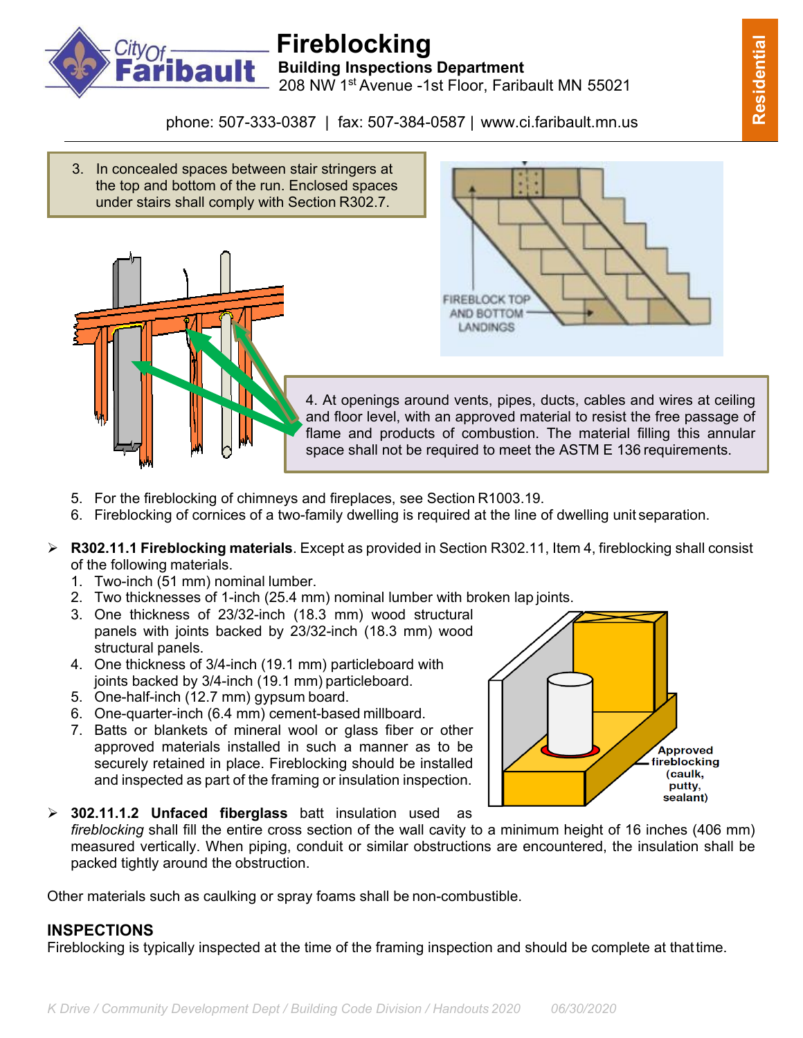# Fireblocking

**Building Inspections Department**
208 NW 1st Avenue -1st Floor, Faribault MN 55021

phone: 507-333-0387 | fax: 507-384-0587 | www.ci.faribault.mn.us

**Residential**

3. In concealed spaces between stair stringers at the top and bottom of the run. Enclosed spaces under stairs shall comply with Section R302.7.

FIREBLOCK TOP AND BOTTOM LANDINGS

4. At openings around vents, pipes, ducts, cables and wires at ceiling and floor level, with an approved material to resist the free passage of flame and products of combustion. The material filling this annular space shall not be required to meet the ASTM E 136 requirements.

5. For the fireblocking of chimneys and fireplaces, see Section R1003.19.
6. Fireblocking of cornices of a two-family dwelling is required at the line of dwelling unit separation.

- **R302.11.1 Fireblocking materials**. Except as provided in Section R302.11, Item 4, fireblocking shall consist of the following materials.
  1. Two-inch (51 mm) nominal lumber.
  2. Two thicknesses of 1-inch (25.4 mm) nominal lumber with broken lap joints.
  3. One thickness of 23/32-inch (18.3 mm) wood structural panels with joints backed by 23/32-inch (18.3 mm) wood structural panels.
  4. One thickness of 3/4-inch (19.1 mm) particleboard with joints backed by 3/4-inch (19.1 mm) particleboard.
  5. One-half-inch (12.7 mm) gypsum board.
  6. One-quarter-inch (6.4 mm) cement-based millboard.
  7. Batts or blankets of mineral wool or glass fiber or other approved materials installed in such a manner as to be securely retained in place. Fireblocking should be installed and inspected as part of the framing or insulation inspection.

Approved fireblocking (caulk, putty, sealant)

- **302.11.1.2 Unfaced fiberglass** batt insulation used as *fireblocking* shall fill the entire cross section of the wall cavity to a minimum height of 16 inches (406 mm) measured vertically. When piping, conduit or similar obstructions are encountered, the insulation shall be packed tightly around the obstruction.

Other materials such as caulking or spray foams shall be non-combustible.

## INSPECTIONS

Fireblocking is typically inspected at the time of the framing inspection and should be complete at that time.

*K Drive / Community Development Dept / Building Code Division / Handouts 2020 06/30/2020*